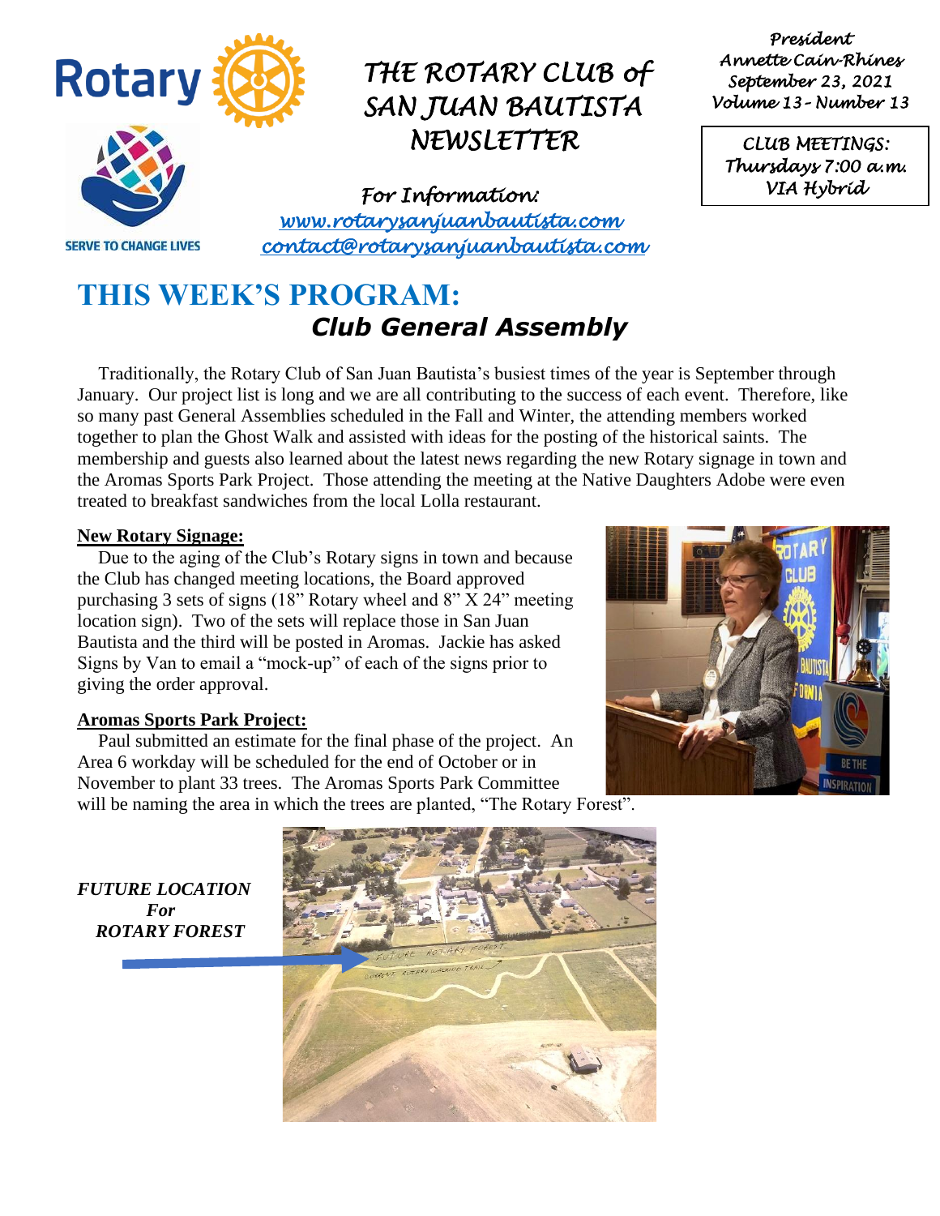# THE ROTARY CLUB of SAN JUAN BAUTISTA NEWSLETTER

*President*
*Annette Cain-Rhines*
*September 23, 2021*
*Volume 13 - Number 13*

*CLUB MEETINGS:*
*Thursdays 7:00 a.m.*
*VIA Hybrid*

SERVE TO CHANGE LIVES

*For Information:*
*www.rotarysanjuanbautista.com*
*contact@rotarysanjuanbautista.com*

## THIS WEEK'S PROGRAM:

### *Club General Assembly*

Traditionally, the Rotary Club of San Juan Bautista's busiest times of the year is September through January. Our project list is long and we are all contributing to the success of each event. Therefore, like so many past General Assemblies scheduled in the Fall and Winter, the attending members worked together to plan the Ghost Walk and assisted with ideas for the posting of the historical saints. The membership and guests also learned about the latest news regarding the new Rotary signage in town and the Aromas Sports Park Project. Those attending the meeting at the Native Daughters Adobe were even treated to breakfast sandwiches from the local Lolla restaurant.

**New Rotary Signage:**

Due to the aging of the Club's Rotary signs in town and because the Club has changed meeting locations, the Board approved purchasing 3 sets of signs (18" Rotary wheel and 8" X 24" meeting location sign). Two of the sets will replace those in San Juan Bautista and the third will be posted in Aromas. Jackie has asked Signs by Van to email a "mock-up" of each of the signs prior to giving the order approval.

**Aromas Sports Park Project:**

Paul submitted an estimate for the final phase of the project. An Area 6 workday will be scheduled for the end of October or in November to plant 33 trees. The Aromas Sports Park Committee will be naming the area in which the trees are planted, "The Rotary Forest".

***FUTURE LOCATION For ROTARY FOREST***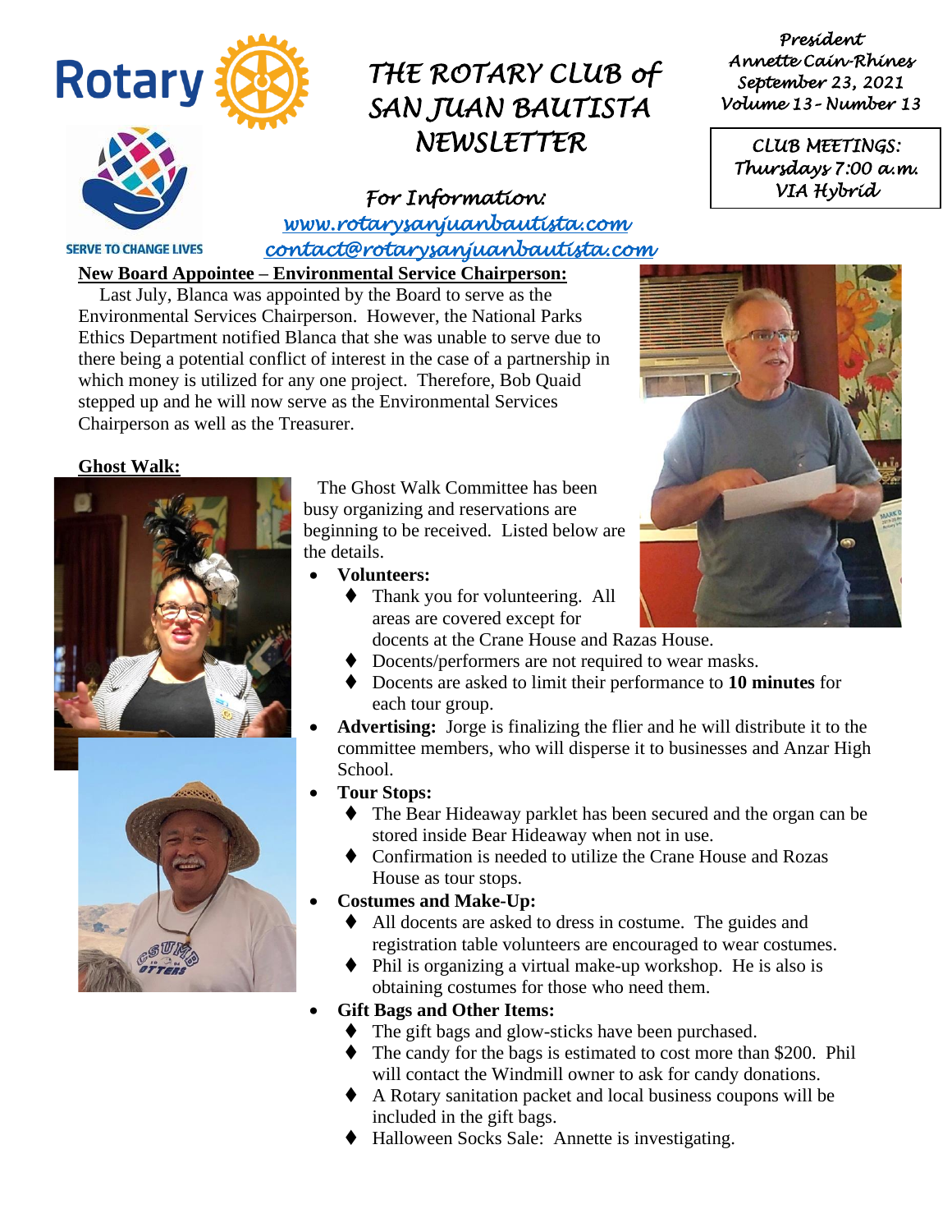# THE ROTARY CLUB of SAN JUAN BAUTISTA NEWSLETTER

*President*
*Annette Cain-Rhines*
*September 23, 2021*
*Volume 13 - Number 13*

*CLUB MEETINGS:*
*Thursdays 7:00 a.m.*
*VIA Hybrid*

*For Information:*
*www.rotarysanjuanbautista.com*
*contact@rotarysanjuanbautista.com*

SERVE TO CHANGE LIVES

**New Board Appointee – Environmental Service Chairperson:**

Last July, Blanca was appointed by the Board to serve as the Environmental Services Chairperson. However, the National Parks Ethics Department notified Blanca that she was unable to serve due to there being a potential conflict of interest in the case of a partnership in which money is utilized for any one project. Therefore, Bob Quaid stepped up and he will now serve as the Environmental Services Chairperson as well as the Treasurer.

**Ghost Walk:**

The Ghost Walk Committee has been busy organizing and reservations are beginning to be received. Listed below are the details.

- **Volunteers:**
  - Thank you for volunteering. All areas are covered except for docents at the Crane House and Razas House.
  - Docents/performers are not required to wear masks.
  - Docents are asked to limit their performance to **10 minutes** for each tour group.
- **Advertising:** Jorge is finalizing the flier and he will distribute it to the committee members, who will disperse it to businesses and Anzar High School.
- **Tour Stops:**
  - The Bear Hideaway parklet has been secured and the organ can be stored inside Bear Hideaway when not in use.
  - Confirmation is needed to utilize the Crane House and Rozas House as tour stops.
- **Costumes and Make-Up:**
  - All docents are asked to dress in costume. The guides and registration table volunteers are encouraged to wear costumes.
  - Phil is organizing a virtual make-up workshop. He is also is obtaining costumes for those who need them.
- **Gift Bags and Other Items:**
  - The gift bags and glow-sticks have been purchased.
  - The candy for the bags is estimated to cost more than $200. Phil will contact the Windmill owner to ask for candy donations.
  - A Rotary sanitation packet and local business coupons will be included in the gift bags.
  - Halloween Socks Sale: Annette is investigating.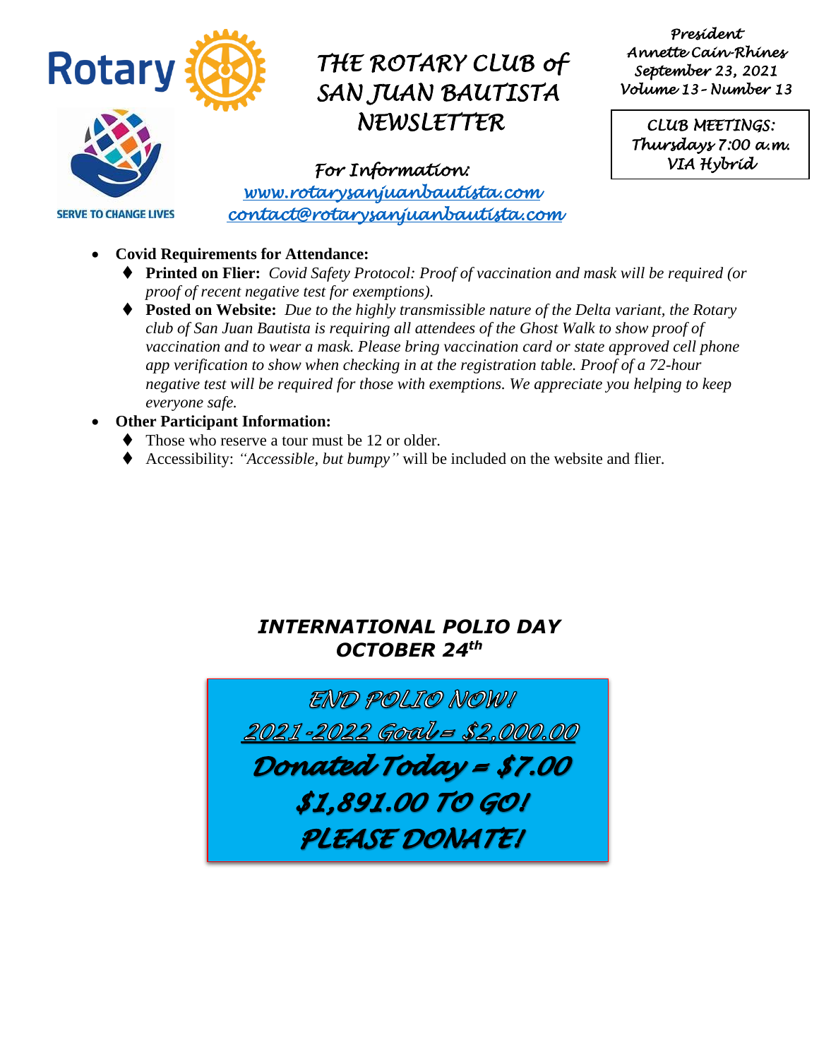# THE ROTARY CLUB of SAN JUAN BAUTISTA NEWSLETTER

SERVE TO CHANGE LIVES

*President*
*Annette Cain-Rhines*
*September 23, 2021*
*Volume 13 - Number 13*

*CLUB MEETINGS:*
*Thursdays 7:00 a.m.*
*VIA Hybrid*

*For Information:*
[www.rotarysanjuanbautista.com](http://www.rotarysanjuanbautista.com)
[contact@rotarysanjuanbautista.com](mailto:contact@rotarysanjuanbautista.com)

- **Covid Requirements for Attendance:**
  - **Printed on Flier:** *Covid Safety Protocol: Proof of vaccination and mask will be required (or proof of recent negative test for exemptions).*
  - **Posted on Website:** *Due to the highly transmissible nature of the Delta variant, the Rotary club of San Juan Bautista is requiring all attendees of the Ghost Walk to show proof of vaccination and to wear a mask. Please bring vaccination card or state approved cell phone app verification to show when checking in at the registration table. Proof of a 72-hour negative test will be required for those with exemptions. We appreciate you helping to keep everyone safe.*
- **Other Participant Information:**
  - Those who reserve a tour must be 12 or older.
  - Accessibility: *"Accessible, but bumpy"* will be included on the website and flier.

## *INTERNATIONAL POLIO DAY OCTOBER 24th*

*END POLIO NOW!*

*2021-2022 Goal = $2,000.00*

***Donated Today = $7.00***

***$1,891.00 TO GO!***

***PLEASE DONATE!***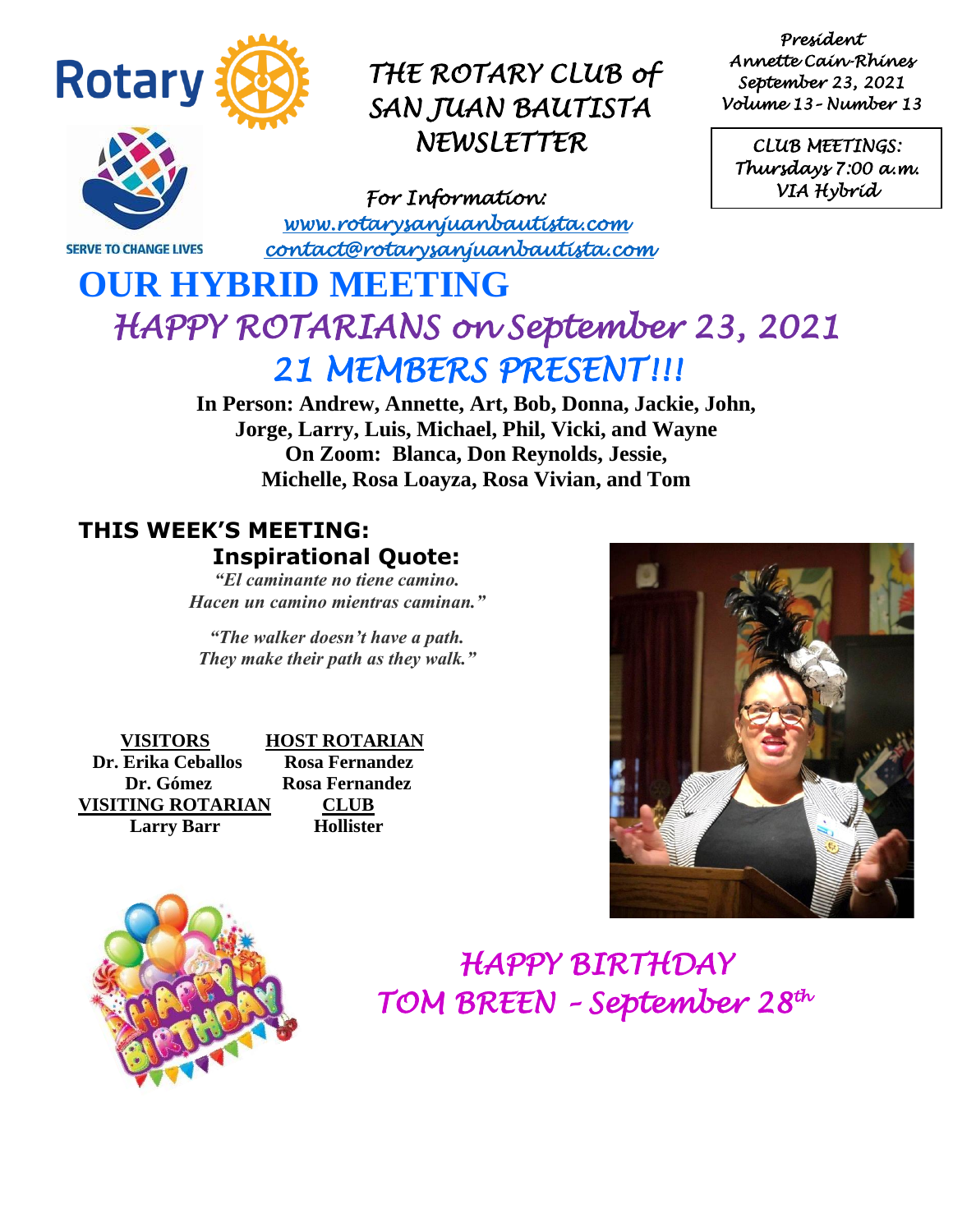# THE ROTARY CLUB of SAN JUAN BAUTISTA NEWSLETTER

*President*
*Annette Cain-Rhines*
*September 23, 2021*
*Volume 13 – Number 13*

*CLUB MEETINGS:*
*Thursdays 7:00 a.m.*
*VIA Hybrid*

*For Information:*
*www.rotarysanjuanbautista.com*
*contact@rotarysanjuanbautista.com*

SERVE TO CHANGE LIVES

# OUR HYBRID MEETING

## *HAPPY ROTARIANS on September 23, 2021*

## *21 MEMBERS PRESENT!!!*

**In Person: Andrew, Annette, Art, Bob, Donna, Jackie, John, Jorge, Larry, Luis, Michael, Phil, Vicki, and Wayne**
**On Zoom: Blanca, Don Reynolds, Jessie, Michelle, Rosa Loayza, Rosa Vivian, and Tom**

### THIS WEEK'S MEETING:

### Inspirational Quote:

***"El caminante no tiene camino. Hacen un camino mientras caminan."***

***"The walker doesn't have a path. They make their path as they walk."***

| VISITORS | HOST ROTARIAN |
|---|---|
| Dr. Erika Ceballos | Rosa Fernandez |
| Dr. Gómez | Rosa Fernandez |
| **VISITING ROTARIAN** | **CLUB** |
| Larry Barr | Hollister |

## *HAPPY BIRTHDAY TOM BREEN – September 28th*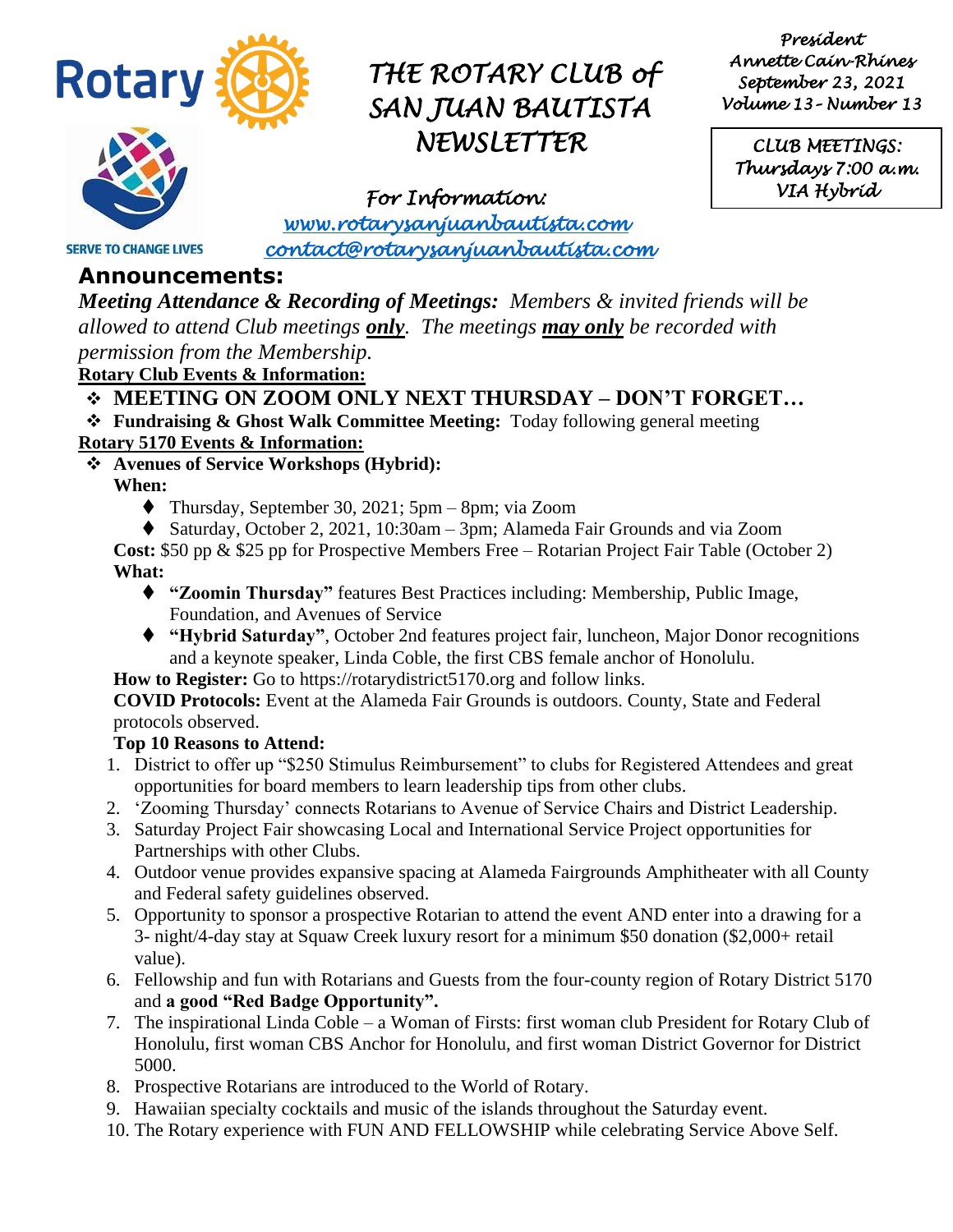Rotary

SERVE TO CHANGE LIVES

# THE ROTARY CLUB of SAN JUAN BAUTISTA NEWSLETTER

*President*
*Annette Cain-Rhines*
*September 23, 2021*
*Volume 13 - Number 13*

*CLUB MEETINGS:*
*Thursdays 7:00 a.m.*
*VIA Hybrid*

*For Information:*
*www.rotarysanjuanbautista.com*
*contact@rotarysanjuanbautista.com*

## Announcements:

***Meeting Attendance & Recording of Meetings:*** *Members & invited friends will be allowed to attend Club meetings **only**. The meetings **may only** be recorded with permission from the Membership.*

**Rotary Club Events & Information:**

- **MEETING ON ZOOM ONLY NEXT THURSDAY – DON'T FORGET…**
- **Fundraising & Ghost Walk Committee Meeting:** Today following general meeting

**Rotary 5170 Events & Information:**

- **Avenues of Service Workshops (Hybrid):**

**When:**

- Thursday, September 30, 2021; 5pm – 8pm; via Zoom
- Saturday, October 2, 2021, 10:30am – 3pm; Alameda Fair Grounds and via Zoom

**Cost:** $50 pp & $25 pp for Prospective Members Free – Rotarian Project Fair Table (October 2)

**What:**

- **"Zoomin Thursday"** features Best Practices including: Membership, Public Image, Foundation, and Avenues of Service
- **"Hybrid Saturday"**, October 2nd features project fair, luncheon, Major Donor recognitions and a keynote speaker, Linda Coble, the first CBS female anchor of Honolulu.

**How to Register:** Go to https://rotarydistrict5170.org and follow links.

**COVID Protocols:** Event at the Alameda Fair Grounds is outdoors. County, State and Federal protocols observed.

**Top 10 Reasons to Attend:**

1. District to offer up "$250 Stimulus Reimbursement" to clubs for Registered Attendees and great opportunities for board members to learn leadership tips from other clubs.
2. 'Zooming Thursday' connects Rotarians to Avenue of Service Chairs and District Leadership.
3. Saturday Project Fair showcasing Local and International Service Project opportunities for Partnerships with other Clubs.
4. Outdoor venue provides expansive spacing at Alameda Fairgrounds Amphitheater with all County and Federal safety guidelines observed.
5. Opportunity to sponsor a prospective Rotarian to attend the event AND enter into a drawing for a 3- night/4-day stay at Squaw Creek luxury resort for a minimum $50 donation ($2,000+ retail value).
6. Fellowship and fun with Rotarians and Guests from the four-county region of Rotary District 5170 and **a good "Red Badge Opportunity".**
7. The inspirational Linda Coble – a Woman of Firsts: first woman club President for Rotary Club of Honolulu, first woman CBS Anchor for Honolulu, and first woman District Governor for District 5000.
8. Prospective Rotarians are introduced to the World of Rotary.
9. Hawaiian specialty cocktails and music of the islands throughout the Saturday event.
10. The Rotary experience with FUN AND FELLOWSHIP while celebrating Service Above Self.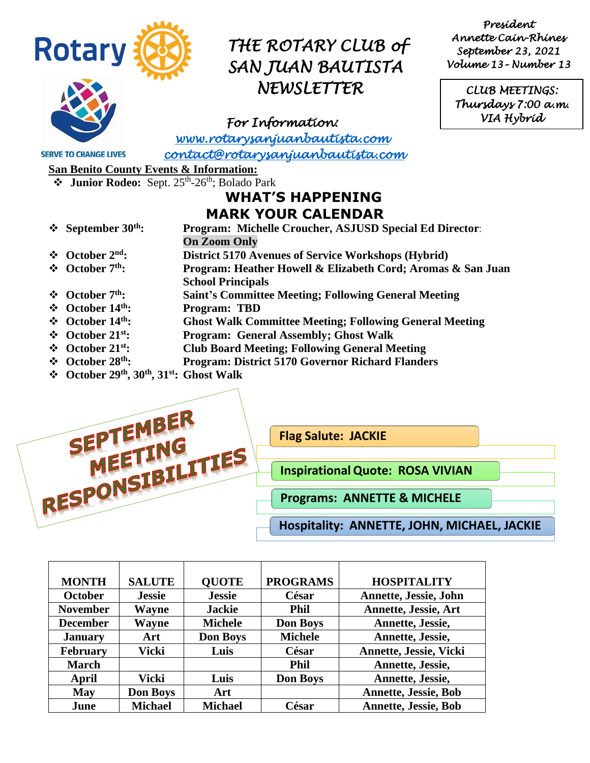# THE ROTARY CLUB of SAN JUAN BAUTISTA NEWSLETTER

*President*
*Annette Cain-Rhines*
*September 23, 2021*
*Volume 13 - Number 13*

*CLUB MEETINGS: Thursdays 7:00 a.m. VIA Hybrid*

SERVE TO CHANGE LIVES

*For Information:*
*www.rotarysanjuanbautista.com*
*contact@rotarysanjuanbautista.com*

**San Benito County Events & Information:**

- **Junior Rodeo:** Sept. 25th-26th; Bolado Park

## WHAT'S HAPPENING
## MARK YOUR CALENDAR

- **September 30th:** **Program: Michelle Croucher, ASJUSD Special Ed Director: On Zoom Only**
- **October 2nd:** **District 5170 Avenues of Service Workshops (Hybrid)**
- **October 7th:** **Program: Heather Howell & Elizabeth Cord; Aromas & San Juan School Principals**
- **October 7th:** **Saint's Committee Meeting; Following General Meeting**
- **October 14th:** **Program: TBD**
- **October 14th:** **Ghost Walk Committee Meeting; Following General Meeting**
- **October 21st:** **Program: General Assembly; Ghost Walk**
- **October 21st:** **Club Board Meeting; Following General Meeting**
- **October 28th:** **Program: District 5170 Governor Richard Flanders**
- **October 29th, 30th, 31st:** **Ghost Walk**

## SEPTEMBER MEETING RESPONSIBILITIES

- **Flag Salute: JACKIE**
- **Inspirational Quote: ROSA VIVIAN**
- **Programs: ANNETTE & MICHELE**
- **Hospitality: ANNETTE, JOHN, MICHAEL, JACKIE**

| MONTH | SALUTE | QUOTE | PROGRAMS | HOSPITALITY |
|---|---|---|---|---|
| October | Jessie | Jessie | César | Annette, Jessie, John |
| November | Wayne | Jackie | Phil | Annette, Jessie, Art |
| December | Wayne | Michele | Don Boys | Annette, Jessie, |
| January | Art | Don Boys | Michele | Annette, Jessie, |
| February | Vicki | Luis | César | Annette, Jessie, Vicki |
| March | | | Phil | Annette, Jessie, |
| April | Vicki | Luis | Don Boys | Annette, Jessie, |
| May | Don Boys | Art | | Annette, Jessie, Bob |
| June | Michael | Michael | César | Annette, Jessie, Bob |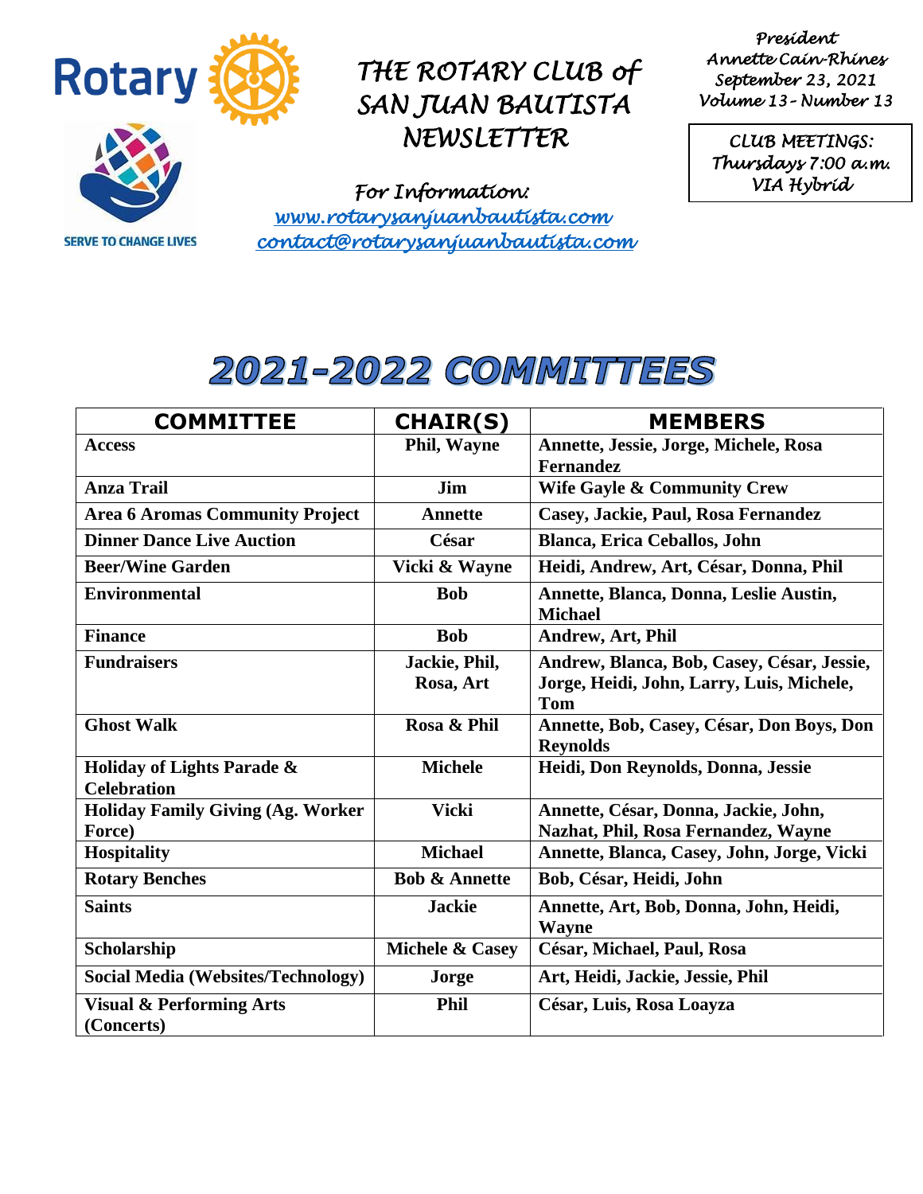# THE ROTARY CLUB of SAN JUAN BAUTISTA NEWSLETTER

SERVE TO CHANGE LIVES

*President*
*Annette Cain-Rhines*
*September 23, 2021*
*Volume 13 - Number 13*

*CLUB MEETINGS:*
*Thursdays 7:00 a.m.*
*VIA Hybrid*

*For Information:*
*www.rotarysanjuanbautista.com*
*contact@rotarysanjuanbautista.com*

## 2021-2022 COMMITTEES

| COMMITTEE | CHAIR(S) | MEMBERS |
|---|---|---|
| **Access** | **Phil, Wayne** | **Annette, Jessie, Jorge, Michele, Rosa Fernandez** |
| **Anza Trail** | **Jim** | **Wife Gayle & Community Crew** |
| **Area 6 Aromas Community Project** | **Annette** | **Casey, Jackie, Paul, Rosa Fernandez** |
| **Dinner Dance Live Auction** | **César** | **Blanca, Erica Ceballos, John** |
| **Beer/Wine Garden** | **Vicki & Wayne** | **Heidi, Andrew, Art, César, Donna, Phil** |
| **Environmental** | **Bob** | **Annette, Blanca, Donna, Leslie Austin, Michael** |
| **Finance** | **Bob** | **Andrew, Art, Phil** |
| **Fundraisers** | **Jackie, Phil, Rosa, Art** | **Andrew, Blanca, Bob, Casey, César, Jessie, Jorge, Heidi, John, Larry, Luis, Michele, Tom** |
| **Ghost Walk** | **Rosa & Phil** | **Annette, Bob, Casey, César, Don Boys, Don Reynolds** |
| **Holiday of Lights Parade & Celebration** | **Michele** | **Heidi, Don Reynolds, Donna, Jessie** |
| **Holiday Family Giving (Ag. Worker Force)** | **Vicki** | **Annette, César, Donna, Jackie, John, Nazhat, Phil, Rosa Fernandez, Wayne** |
| **Hospitality** | **Michael** | **Annette, Blanca, Casey, John, Jorge, Vicki** |
| **Rotary Benches** | **Bob & Annette** | **Bob, César, Heidi, John** |
| **Saints** | **Jackie** | **Annette, Art, Bob, Donna, John, Heidi, Wayne** |
| **Scholarship** | **Michele & Casey** | **César, Michael, Paul, Rosa** |
| **Social Media (Websites/Technology)** | **Jorge** | **Art, Heidi, Jackie, Jessie, Phil** |
| **Visual & Performing Arts (Concerts)** | **Phil** | **César, Luis, Rosa Loayza** |